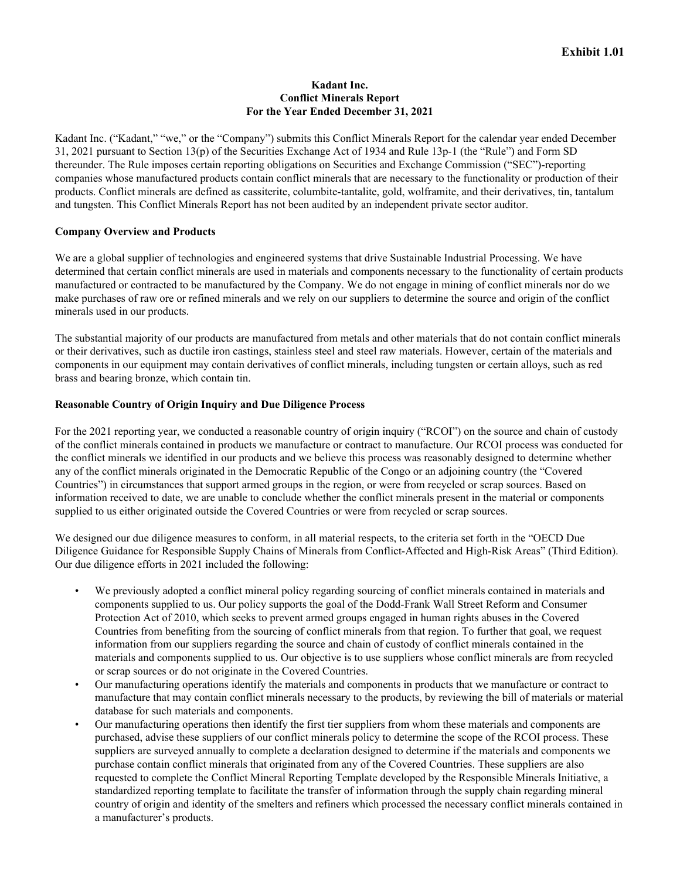**Exhibit 1.01**

# Kadant Inc.
# Conflict Minerals Report
# For the Year Ended December 31, 2021

Kadant Inc. ("Kadant," "we," or the "Company") submits this Conflict Minerals Report for the calendar year ended December 31, 2021 pursuant to Section 13(p) of the Securities Exchange Act of 1934 and Rule 13p-1 (the "Rule") and Form SD thereunder. The Rule imposes certain reporting obligations on Securities and Exchange Commission ("SEC")-reporting companies whose manufactured products contain conflict minerals that are necessary to the functionality or production of their products. Conflict minerals are defined as cassiterite, columbite-tantalite, gold, wolframite, and their derivatives, tin, tantalum and tungsten. This Conflict Minerals Report has not been audited by an independent private sector auditor.

## Company Overview and Products

We are a global supplier of technologies and engineered systems that drive Sustainable Industrial Processing. We have determined that certain conflict minerals are used in materials and components necessary to the functionality of certain products manufactured or contracted to be manufactured by the Company. We do not engage in mining of conflict minerals nor do we make purchases of raw ore or refined minerals and we rely on our suppliers to determine the source and origin of the conflict minerals used in our products.

The substantial majority of our products are manufactured from metals and other materials that do not contain conflict minerals or their derivatives, such as ductile iron castings, stainless steel and steel raw materials. However, certain of the materials and components in our equipment may contain derivatives of conflict minerals, including tungsten or certain alloys, such as red brass and bearing bronze, which contain tin.

## Reasonable Country of Origin Inquiry and Due Diligence Process

For the 2021 reporting year, we conducted a reasonable country of origin inquiry ("RCOI") on the source and chain of custody of the conflict minerals contained in products we manufacture or contract to manufacture. Our RCOI process was conducted for the conflict minerals we identified in our products and we believe this process was reasonably designed to determine whether any of the conflict minerals originated in the Democratic Republic of the Congo or an adjoining country (the "Covered Countries") in circumstances that support armed groups in the region, or were from recycled or scrap sources. Based on information received to date, we are unable to conclude whether the conflict minerals present in the material or components supplied to us either originated outside the Covered Countries or were from recycled or scrap sources.

We designed our due diligence measures to conform, in all material respects, to the criteria set forth in the "OECD Due Diligence Guidance for Responsible Supply Chains of Minerals from Conflict-Affected and High-Risk Areas" (Third Edition). Our due diligence efforts in 2021 included the following:

- We previously adopted a conflict mineral policy regarding sourcing of conflict minerals contained in materials and components supplied to us. Our policy supports the goal of the Dodd-Frank Wall Street Reform and Consumer Protection Act of 2010, which seeks to prevent armed groups engaged in human rights abuses in the Covered Countries from benefiting from the sourcing of conflict minerals from that region. To further that goal, we request information from our suppliers regarding the source and chain of custody of conflict minerals contained in the materials and components supplied to us. Our objective is to use suppliers whose conflict minerals are from recycled or scrap sources or do not originate in the Covered Countries.
- Our manufacturing operations identify the materials and components in products that we manufacture or contract to manufacture that may contain conflict minerals necessary to the products, by reviewing the bill of materials or material database for such materials and components.
- Our manufacturing operations then identify the first tier suppliers from whom these materials and components are purchased, advise these suppliers of our conflict minerals policy to determine the scope of the RCOI process. These suppliers are surveyed annually to complete a declaration designed to determine if the materials and components we purchase contain conflict minerals that originated from any of the Covered Countries. These suppliers are also requested to complete the Conflict Mineral Reporting Template developed by the Responsible Minerals Initiative, a standardized reporting template to facilitate the transfer of information through the supply chain regarding mineral country of origin and identity of the smelters and refiners which processed the necessary conflict minerals contained in a manufacturer's products.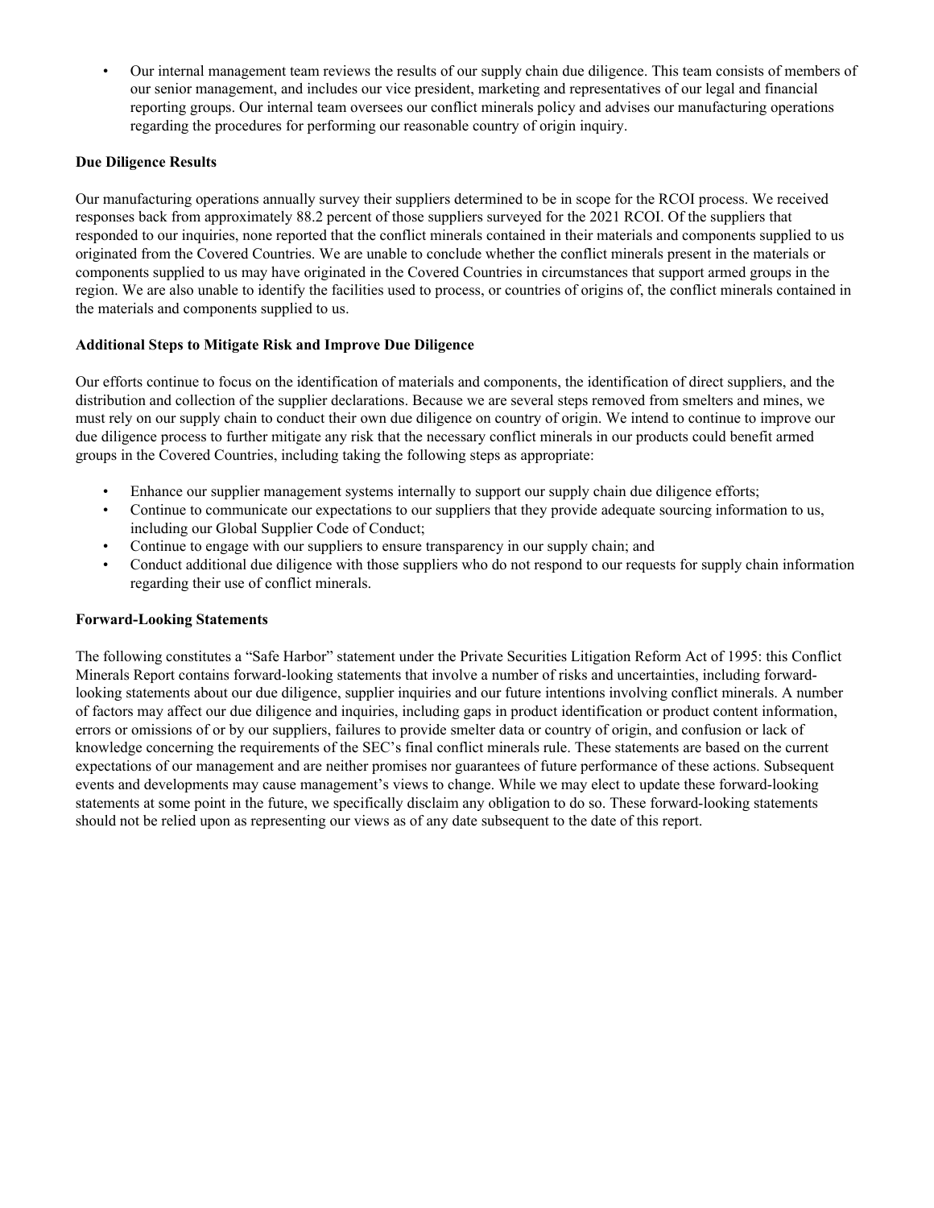- Our internal management team reviews the results of our supply chain due diligence. This team consists of members of our senior management, and includes our vice president, marketing and representatives of our legal and financial reporting groups. Our internal team oversees our conflict minerals policy and advises our manufacturing operations regarding the procedures for performing our reasonable country of origin inquiry.

**Due Diligence Results**

Our manufacturing operations annually survey their suppliers determined to be in scope for the RCOI process. We received responses back from approximately 88.2 percent of those suppliers surveyed for the 2021 RCOI. Of the suppliers that responded to our inquiries, none reported that the conflict minerals contained in their materials and components supplied to us originated from the Covered Countries. We are unable to conclude whether the conflict minerals present in the materials or components supplied to us may have originated in the Covered Countries in circumstances that support armed groups in the region. We are also unable to identify the facilities used to process, or countries of origins of, the conflict minerals contained in the materials and components supplied to us.

**Additional Steps to Mitigate Risk and Improve Due Diligence**

Our efforts continue to focus on the identification of materials and components, the identification of direct suppliers, and the distribution and collection of the supplier declarations. Because we are several steps removed from smelters and mines, we must rely on our supply chain to conduct their own due diligence on country of origin. We intend to continue to improve our due diligence process to further mitigate any risk that the necessary conflict minerals in our products could benefit armed groups in the Covered Countries, including taking the following steps as appropriate:

- Enhance our supplier management systems internally to support our supply chain due diligence efforts;
- Continue to communicate our expectations to our suppliers that they provide adequate sourcing information to us, including our Global Supplier Code of Conduct;
- Continue to engage with our suppliers to ensure transparency in our supply chain; and
- Conduct additional due diligence with those suppliers who do not respond to our requests for supply chain information regarding their use of conflict minerals.

**Forward-Looking Statements**

The following constitutes a "Safe Harbor" statement under the Private Securities Litigation Reform Act of 1995: this Conflict Minerals Report contains forward-looking statements that involve a number of risks and uncertainties, including forward-looking statements about our due diligence, supplier inquiries and our future intentions involving conflict minerals. A number of factors may affect our due diligence and inquiries, including gaps in product identification or product content information, errors or omissions of or by our suppliers, failures to provide smelter data or country of origin, and confusion or lack of knowledge concerning the requirements of the SEC's final conflict minerals rule. These statements are based on the current expectations of our management and are neither promises nor guarantees of future performance of these actions. Subsequent events and developments may cause management's views to change. While we may elect to update these forward-looking statements at some point in the future, we specifically disclaim any obligation to do so. These forward-looking statements should not be relied upon as representing our views as of any date subsequent to the date of this report.